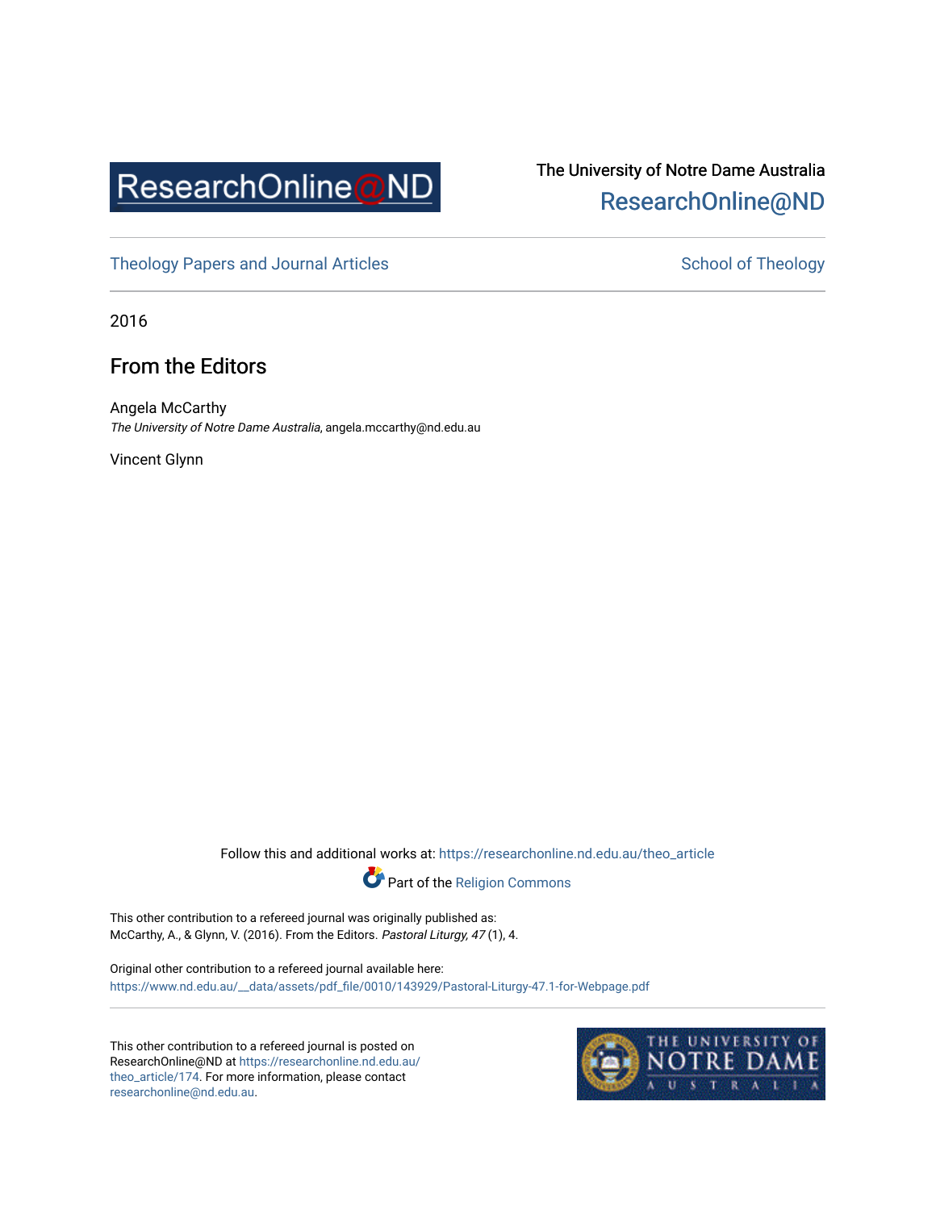ResearchOnline@ND

The University of Notre Dame Australia
ResearchOnline@ND

Theology Papers and Journal Articles

School of Theology

2016

# From the Editors

Angela McCarthy
*The University of Notre Dame Australia*, angela.mccarthy@nd.edu.au

Vincent Glynn

Follow this and additional works at: https://researchonline.nd.edu.au/theo_article

Part of the Religion Commons

This other contribution to a refereed journal was originally published as:
McCarthy, A., & Glynn, V. (2016). From the Editors. *Pastoral Liturgy, 47* (1), 4.

Original other contribution to a refereed journal available here:
https://www.nd.edu.au/__data/assets/pdf_file/0010/143929/Pastoral-Liturgy-47.1-for-Webpage.pdf

This other contribution to a refereed journal is posted on ResearchOnline@ND at https://researchonline.nd.edu.au/theo_article/174. For more information, please contact researchonline@nd.edu.au.

THE UNIVERSITY OF NOTRE DAME AUSTRALIA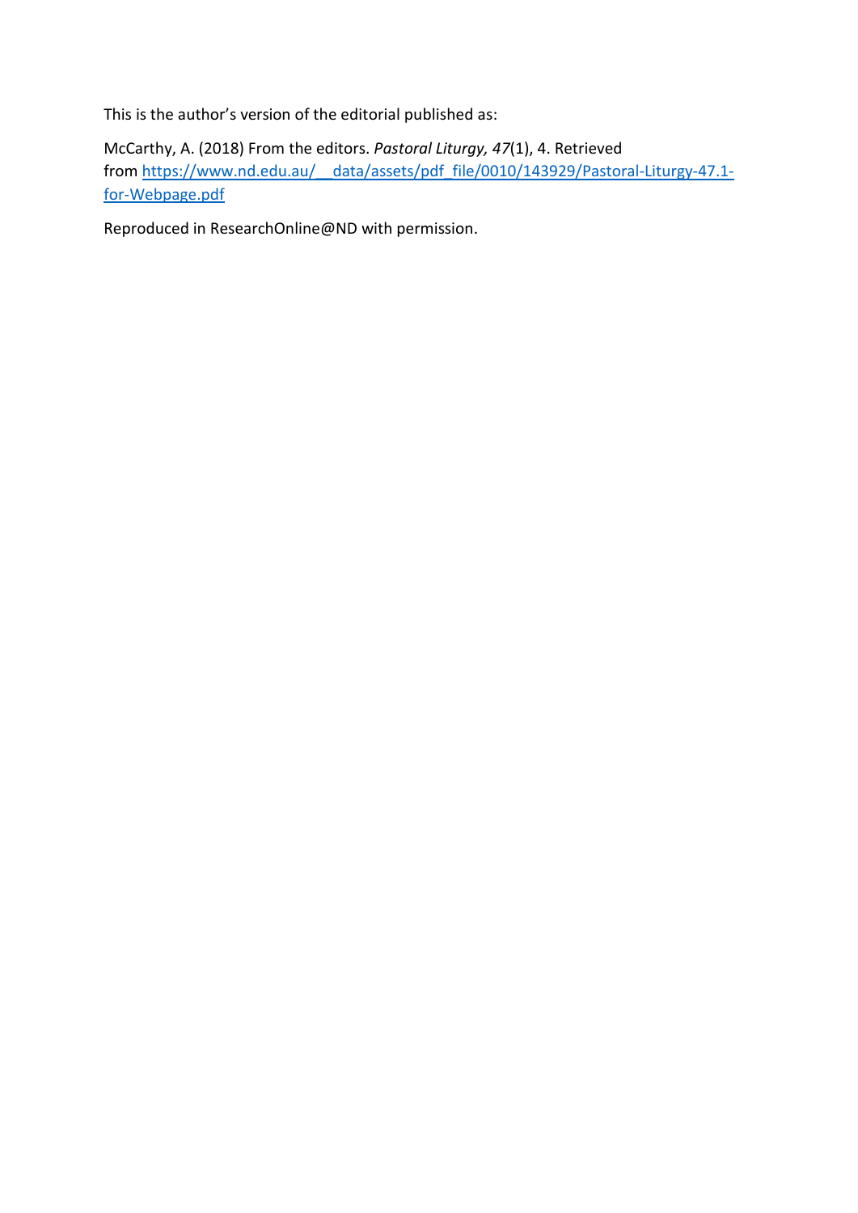This is the author's version of the editorial published as:

McCarthy, A. (2018) From the editors. *Pastoral Liturgy, 47*(1), 4. Retrieved from [https://www.nd.edu.au/__data/assets/pdf_file/0010/143929/Pastoral-Liturgy-47.1-for-Webpage.pdf](https://www.nd.edu.au/__data/assets/pdf_file/0010/143929/Pastoral-Liturgy-47.1-for-Webpage.pdf)

Reproduced in ResearchOnline@ND with permission.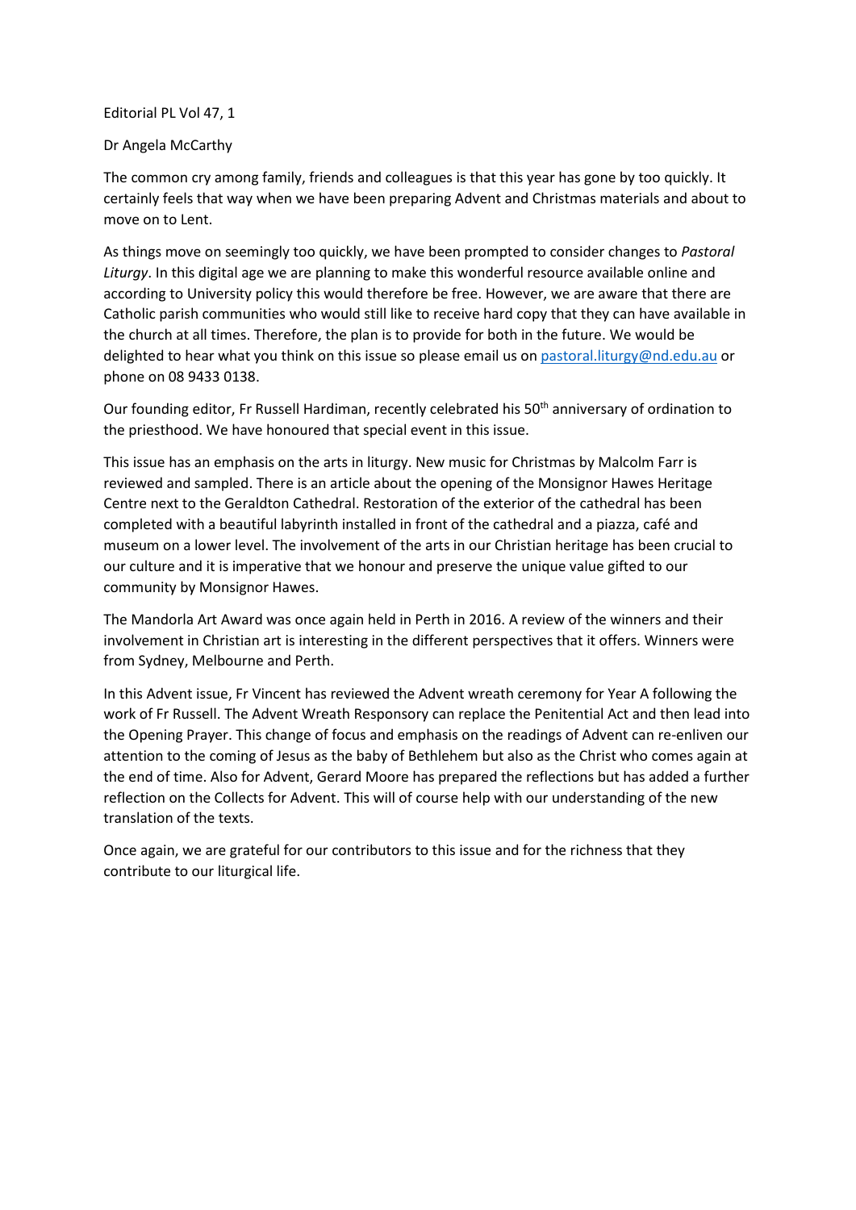Editorial PL Vol 47, 1

Dr Angela McCarthy

The common cry among family, friends and colleagues is that this year has gone by too quickly. It certainly feels that way when we have been preparing Advent and Christmas materials and about to move on to Lent.

As things move on seemingly too quickly, we have been prompted to consider changes to *Pastoral Liturgy*. In this digital age we are planning to make this wonderful resource available online and according to University policy this would therefore be free. However, we are aware that there are Catholic parish communities who would still like to receive hard copy that they can have available in the church at all times. Therefore, the plan is to provide for both in the future. We would be delighted to hear what you think on this issue so please email us on pastoral.liturgy@nd.edu.au or phone on 08 9433 0138.

Our founding editor, Fr Russell Hardiman, recently celebrated his 50th anniversary of ordination to the priesthood. We have honoured that special event in this issue.

This issue has an emphasis on the arts in liturgy. New music for Christmas by Malcolm Farr is reviewed and sampled. There is an article about the opening of the Monsignor Hawes Heritage Centre next to the Geraldton Cathedral. Restoration of the exterior of the cathedral has been completed with a beautiful labyrinth installed in front of the cathedral and a piazza, café and museum on a lower level. The involvement of the arts in our Christian heritage has been crucial to our culture and it is imperative that we honour and preserve the unique value gifted to our community by Monsignor Hawes.

The Mandorla Art Award was once again held in Perth in 2016. A review of the winners and their involvement in Christian art is interesting in the different perspectives that it offers. Winners were from Sydney, Melbourne and Perth.

In this Advent issue, Fr Vincent has reviewed the Advent wreath ceremony for Year A following the work of Fr Russell. The Advent Wreath Responsory can replace the Penitential Act and then lead into the Opening Prayer. This change of focus and emphasis on the readings of Advent can re-enliven our attention to the coming of Jesus as the baby of Bethlehem but also as the Christ who comes again at the end of time. Also for Advent, Gerard Moore has prepared the reflections but has added a further reflection on the Collects for Advent. This will of course help with our understanding of the new translation of the texts.

Once again, we are grateful for our contributors to this issue and for the richness that they contribute to our liturgical life.